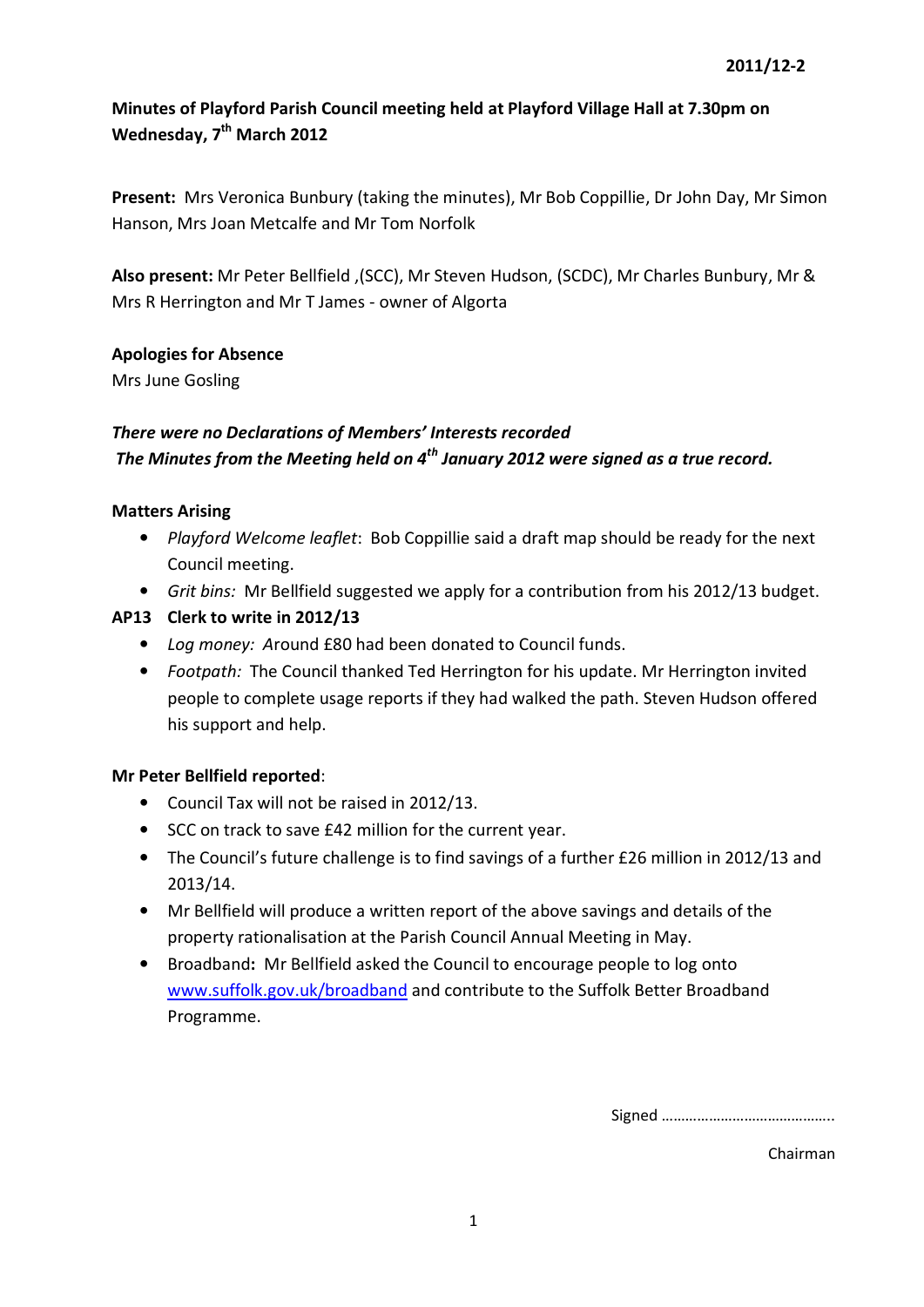2011/12-2

**Minutes of Playford Parish Council meeting held at Playford Village Hall at 7.30pm on Wednesday, 7th March 2012**

**Present:** Mrs Veronica Bunbury (taking the minutes), Mr Bob Coppillie, Dr John Day, Mr Simon Hanson, Mrs Joan Metcalfe and Mr Tom Norfolk

**Also present:** Mr Peter Bellfield ,(SCC), Mr Steven Hudson, (SCDC), Mr Charles Bunbury, Mr & Mrs R Herrington and Mr T James - owner of Algorta

**Apologies for Absence**

Mrs June Gosling

***There were no Declarations of Members' Interests recorded***

***The Minutes from the Meeting held on 4th January 2012 were signed as a true record.***

**Matters Arising**

- *Playford Welcome leaflet*: Bob Coppillie said a draft map should be ready for the next Council meeting.
- *Grit bins:* Mr Bellfield suggested we apply for a contribution from his 2012/13 budget.

**AP13 Clerk to write in 2012/13**

- *Log money: A*round £80 had been donated to Council funds.
- *Footpath:* The Council thanked Ted Herrington for his update. Mr Herrington invited people to complete usage reports if they had walked the path. Steven Hudson offered his support and help.

**Mr Peter Bellfield reported**:

- Council Tax will not be raised in 2012/13.
- SCC on track to save £42 million for the current year.
- The Council's future challenge is to find savings of a further £26 million in 2012/13 and 2013/14.
- Mr Bellfield will produce a written report of the above savings and details of the property rationalisation at the Parish Council Annual Meeting in May.
- Broadband**:** Mr Bellfield asked the Council to encourage people to log onto www.suffolk.gov.uk/broadband and contribute to the Suffolk Better Broadband Programme.

Signed ……………………………………..

Chairman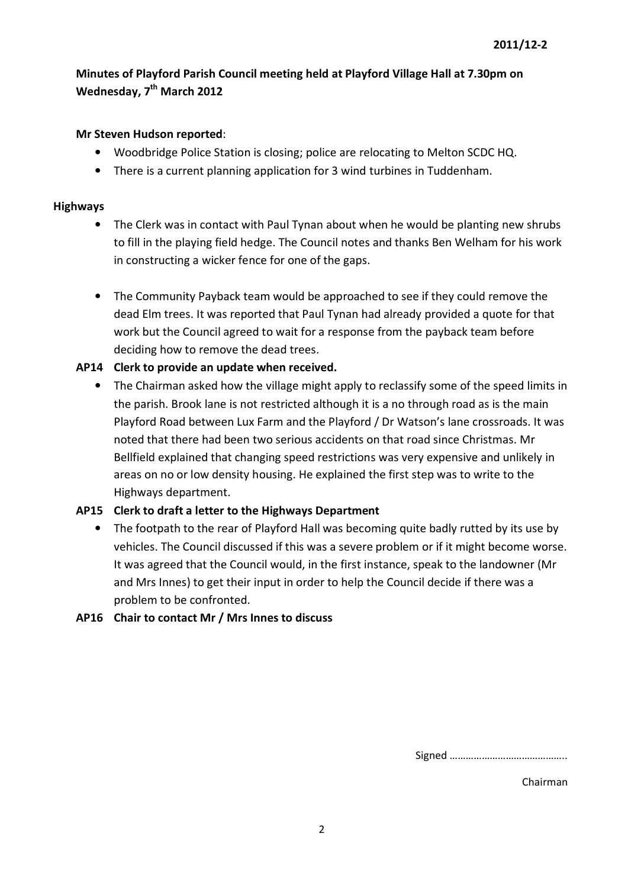**2011/12-2**

**Minutes of Playford Parish Council meeting held at Playford Village Hall at 7.30pm on Wednesday, 7th March 2012**

**Mr Steven Hudson reported**:

- Woodbridge Police Station is closing; police are relocating to Melton SCDC HQ.
- There is a current planning application for 3 wind turbines in Tuddenham.

**Highways**

- The Clerk was in contact with Paul Tynan about when he would be planting new shrubs to fill in the playing field hedge. The Council notes and thanks Ben Welham for his work in constructing a wicker fence for one of the gaps.
- The Community Payback team would be approached to see if they could remove the dead Elm trees. It was reported that Paul Tynan had already provided a quote for that work but the Council agreed to wait for a response from the payback team before deciding how to remove the dead trees.

**AP14 Clerk to provide an update when received.**

- The Chairman asked how the village might apply to reclassify some of the speed limits in the parish. Brook lane is not restricted although it is a no through road as is the main Playford Road between Lux Farm and the Playford / Dr Watson's lane crossroads. It was noted that there had been two serious accidents on that road since Christmas. Mr Bellfield explained that changing speed restrictions was very expensive and unlikely in areas on no or low density housing. He explained the first step was to write to the Highways department.

**AP15 Clerk to draft a letter to the Highways Department**

- The footpath to the rear of Playford Hall was becoming quite badly rutted by its use by vehicles. The Council discussed if this was a severe problem or if it might become worse. It was agreed that the Council would, in the first instance, speak to the landowner (Mr and Mrs Innes) to get their input in order to help the Council decide if there was a problem to be confronted.

**AP16 Chair to contact Mr / Mrs Innes to discuss**

Signed ……………………………………..

Chairman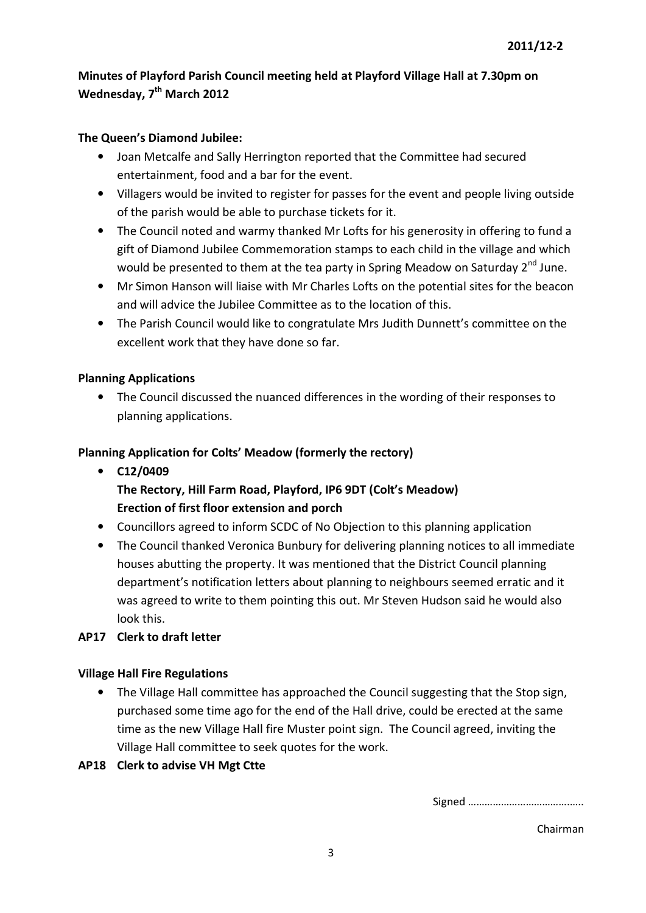2011/12-2

**Minutes of Playford Parish Council meeting held at Playford Village Hall at 7.30pm on Wednesday, 7th March 2012**

**The Queen's Diamond Jubilee:**

- Joan Metcalfe and Sally Herrington reported that the Committee had secured entertainment, food and a bar for the event.
- Villagers would be invited to register for passes for the event and people living outside of the parish would be able to purchase tickets for it.
- The Council noted and warmy thanked Mr Lofts for his generosity in offering to fund a gift of Diamond Jubilee Commemoration stamps to each child in the village and which would be presented to them at the tea party in Spring Meadow on Saturday 2nd June.
- Mr Simon Hanson will liaise with Mr Charles Lofts on the potential sites for the beacon and will advice the Jubilee Committee as to the location of this.
- The Parish Council would like to congratulate Mrs Judith Dunnett's committee on the excellent work that they have done so far.

**Planning Applications**

- The Council discussed the nuanced differences in the wording of their responses to planning applications.

**Planning Application for Colts' Meadow (formerly the rectory)**

- **C12/0409**
  **The Rectory, Hill Farm Road, Playford, IP6 9DT (Colt's Meadow)**
  **Erection of first floor extension and porch**
- Councillors agreed to inform SCDC of No Objection to this planning application
- The Council thanked Veronica Bunbury for delivering planning notices to all immediate houses abutting the property. It was mentioned that the District Council planning department's notification letters about planning to neighbours seemed erratic and it was agreed to write to them pointing this out. Mr Steven Hudson said he would also look this.

**AP17 Clerk to draft letter**

**Village Hall Fire Regulations**

- The Village Hall committee has approached the Council suggesting that the Stop sign, purchased some time ago for the end of the Hall drive, could be erected at the same time as the new Village Hall fire Muster point sign. The Council agreed, inviting the Village Hall committee to seek quotes for the work.

**AP18 Clerk to advise VH Mgt Ctte**

Signed …………………………………..

Chairman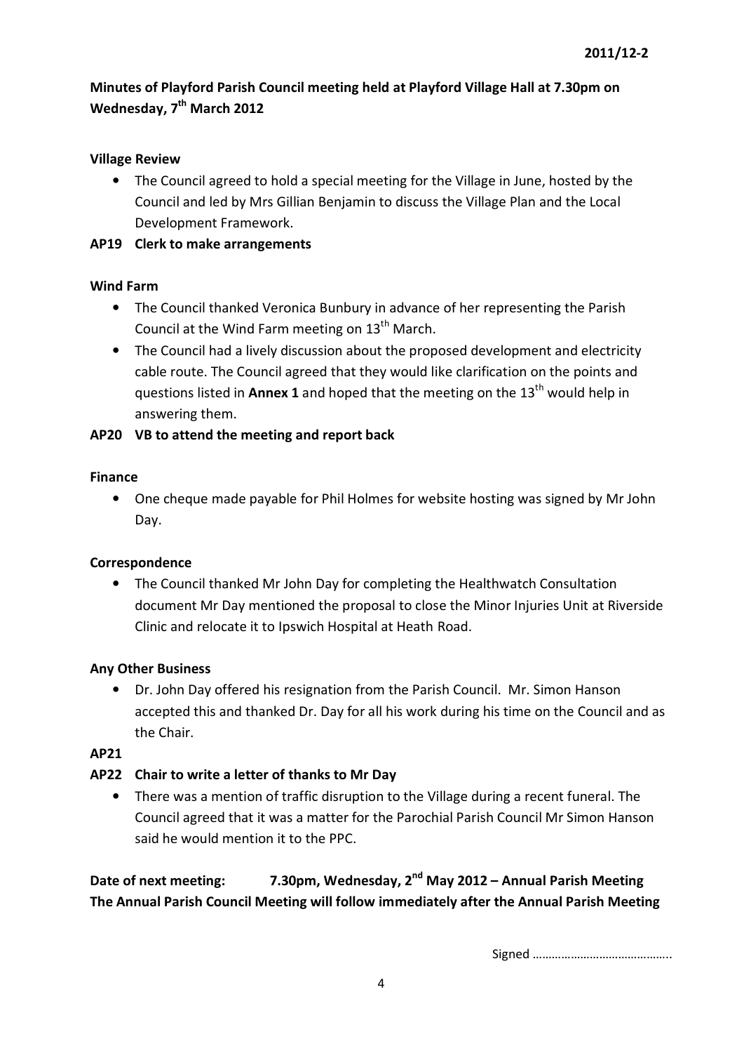**2011/12-2**

**Minutes of Playford Parish Council meeting held at Playford Village Hall at 7.30pm on Wednesday, 7th March 2012**

**Village Review**

- The Council agreed to hold a special meeting for the Village in June, hosted by the Council and led by Mrs Gillian Benjamin to discuss the Village Plan and the Local Development Framework.

**AP19 Clerk to make arrangements**

**Wind Farm**

- The Council thanked Veronica Bunbury in advance of her representing the Parish Council at the Wind Farm meeting on 13th March.
- The Council had a lively discussion about the proposed development and electricity cable route. The Council agreed that they would like clarification on the points and questions listed in **Annex 1** and hoped that the meeting on the 13th would help in answering them.

**AP20 VB to attend the meeting and report back**

**Finance**

- One cheque made payable for Phil Holmes for website hosting was signed by Mr John Day.

**Correspondence**

- The Council thanked Mr John Day for completing the Healthwatch Consultation document Mr Day mentioned the proposal to close the Minor Injuries Unit at Riverside Clinic and relocate it to Ipswich Hospital at Heath Road.

**Any Other Business**

- Dr. John Day offered his resignation from the Parish Council. Mr. Simon Hanson accepted this and thanked Dr. Day for all his work during his time on the Council and as the Chair.

**AP21**

**AP22 Chair to write a letter of thanks to Mr Day**

- There was a mention of traffic disruption to the Village during a recent funeral. The Council agreed that it was a matter for the Parochial Parish Council Mr Simon Hanson said he would mention it to the PPC.

**Date of next meeting: 7.30pm, Wednesday, 2nd May 2012 – Annual Parish Meeting**
**The Annual Parish Council Meeting will follow immediately after the Annual Parish Meeting**

Signed ……………………………………..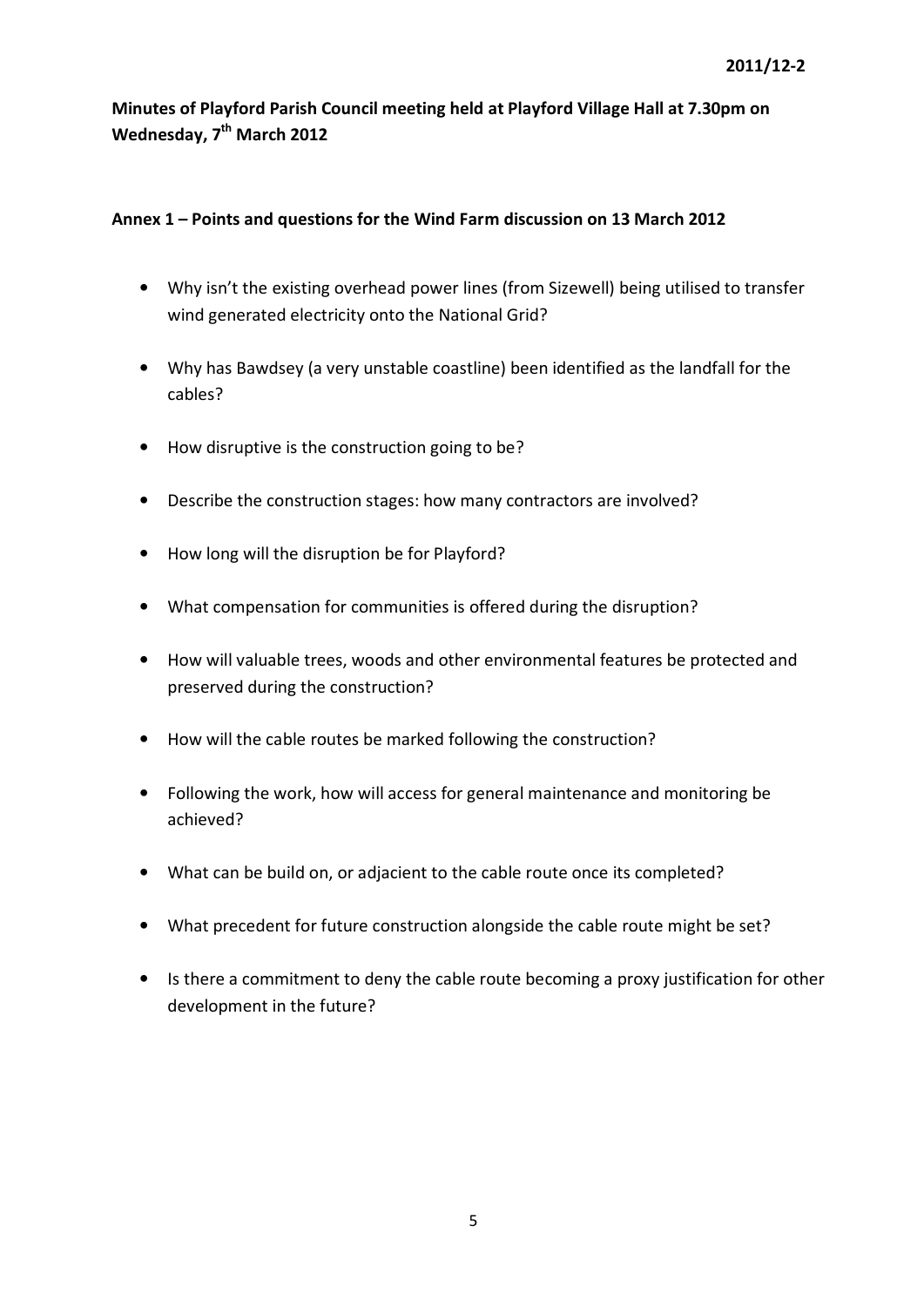**2011/12-2**

**Minutes of Playford Parish Council meeting held at Playford Village Hall at 7.30pm on Wednesday, 7th March 2012**

**Annex 1 – Points and questions for the Wind Farm discussion on 13 March 2012**

- Why isn't the existing overhead power lines (from Sizewell) being utilised to transfer wind generated electricity onto the National Grid?
- Why has Bawdsey (a very unstable coastline) been identified as the landfall for the cables?
- How disruptive is the construction going to be?
- Describe the construction stages: how many contractors are involved?
- How long will the disruption be for Playford?
- What compensation for communities is offered during the disruption?
- How will valuable trees, woods and other environmental features be protected and preserved during the construction?
- How will the cable routes be marked following the construction?
- Following the work, how will access for general maintenance and monitoring be achieved?
- What can be build on, or adjacient to the cable route once its completed?
- What precedent for future construction alongside the cable route might be set?
- Is there a commitment to deny the cable route becoming a proxy justification for other development in the future?